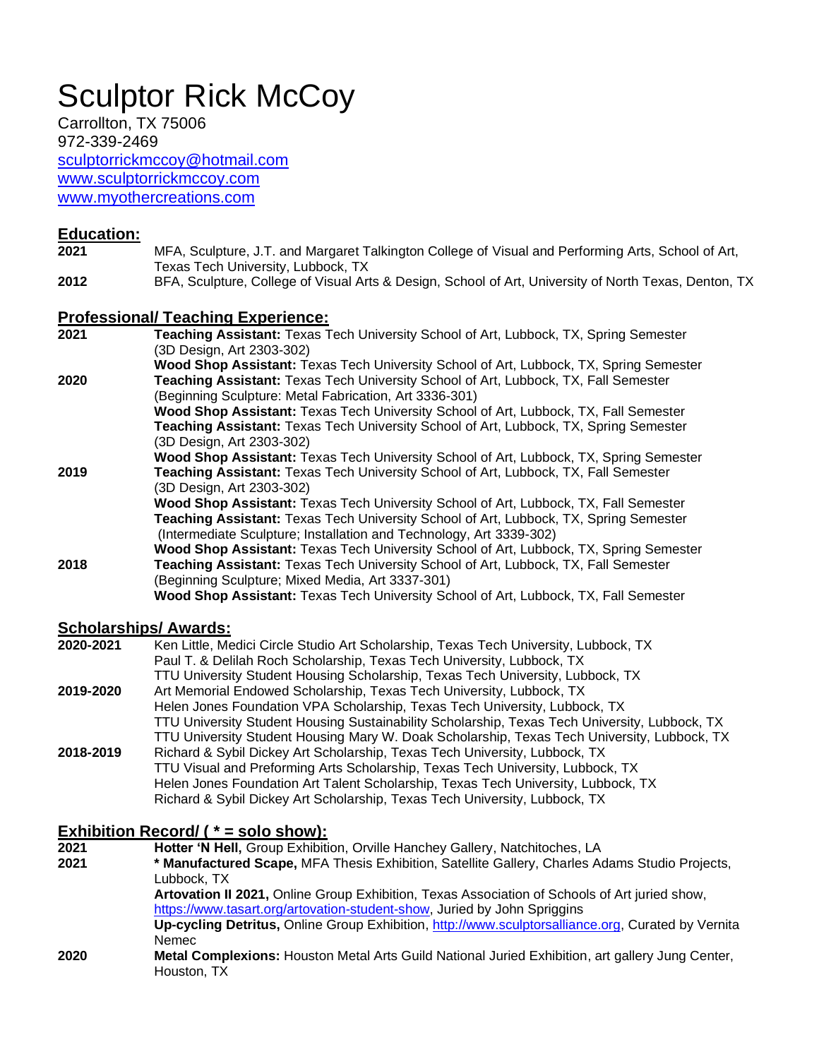# Sculptor Rick McCoy

Carrollton, TX 75006
972-339-2469
sculptorrickmccoy@hotmail.com
www.sculptorrickmccoy.com
www.myothercreations.com

## Education:

**2021** MFA, Sculpture, J.T. and Margaret Talkington College of Visual and Performing Arts, School of Art, Texas Tech University, Lubbock, TX

**2012** BFA, Sculpture, College of Visual Arts & Design, School of Art, University of North Texas, Denton, TX

## Professional/ Teaching Experience:

**2021**
**Teaching Assistant:** Texas Tech University School of Art, Lubbock, TX, Spring Semester (3D Design, Art 2303-302)
**Wood Shop Assistant:** Texas Tech University School of Art, Lubbock, TX, Spring Semester

**2020**
**Teaching Assistant:** Texas Tech University School of Art, Lubbock, TX, Fall Semester (Beginning Sculpture: Metal Fabrication, Art 3336-301)
**Wood Shop Assistant:** Texas Tech University School of Art, Lubbock, TX, Fall Semester
**Teaching Assistant:** Texas Tech University School of Art, Lubbock, TX, Spring Semester (3D Design, Art 2303-302)
**Wood Shop Assistant:** Texas Tech University School of Art, Lubbock, TX, Spring Semester

**2019**
**Teaching Assistant:** Texas Tech University School of Art, Lubbock, TX, Fall Semester (3D Design, Art 2303-302)
**Wood Shop Assistant:** Texas Tech University School of Art, Lubbock, TX, Fall Semester
**Teaching Assistant:** Texas Tech University School of Art, Lubbock, TX, Spring Semester (Intermediate Sculpture; Installation and Technology, Art 3339-302)
**Wood Shop Assistant:** Texas Tech University School of Art, Lubbock, TX, Spring Semester

**2018**
**Teaching Assistant:** Texas Tech University School of Art, Lubbock, TX, Fall Semester (Beginning Sculpture; Mixed Media, Art 3337-301)
**Wood Shop Assistant:** Texas Tech University School of Art, Lubbock, TX, Fall Semester

## Scholarships/ Awards:

**2020-2021**
Ken Little, Medici Circle Studio Art Scholarship, Texas Tech University, Lubbock, TX
Paul T. & Delilah Roch Scholarship, Texas Tech University, Lubbock, TX
TTU University Student Housing Scholarship, Texas Tech University, Lubbock, TX

**2019-2020**
Art Memorial Endowed Scholarship, Texas Tech University, Lubbock, TX
Helen Jones Foundation VPA Scholarship, Texas Tech University, Lubbock, TX
TTU University Student Housing Sustainability Scholarship, Texas Tech University, Lubbock, TX
TTU University Student Housing Mary W. Doak Scholarship, Texas Tech University, Lubbock, TX

**2018-2019**
Richard & Sybil Dickey Art Scholarship, Texas Tech University, Lubbock, TX
TTU Visual and Preforming Arts Scholarship, Texas Tech University, Lubbock, TX
Helen Jones Foundation Art Talent Scholarship, Texas Tech University, Lubbock, TX
Richard & Sybil Dickey Art Scholarship, Texas Tech University, Lubbock, TX

## Exhibition Record/ ( * = solo show):

**2021** **Hotter 'N Hell,** Group Exhibition, Orville Hanchey Gallery, Natchitoches, LA

**2021**
**\* Manufactured Scape,** MFA Thesis Exhibition, Satellite Gallery, Charles Adams Studio Projects, Lubbock, TX
**Artovation II 2021,** Online Group Exhibition, Texas Association of Schools of Art juried show, https://www.tasart.org/artovation-student-show, Juried by John Spriggins
**Up-cycling Detritus,** Online Group Exhibition, http://www.sculptorsalliance.org, Curated by Vernita Nemec

**2020** **Metal Complexions:** Houston Metal Arts Guild National Juried Exhibition, art gallery Jung Center, Houston, TX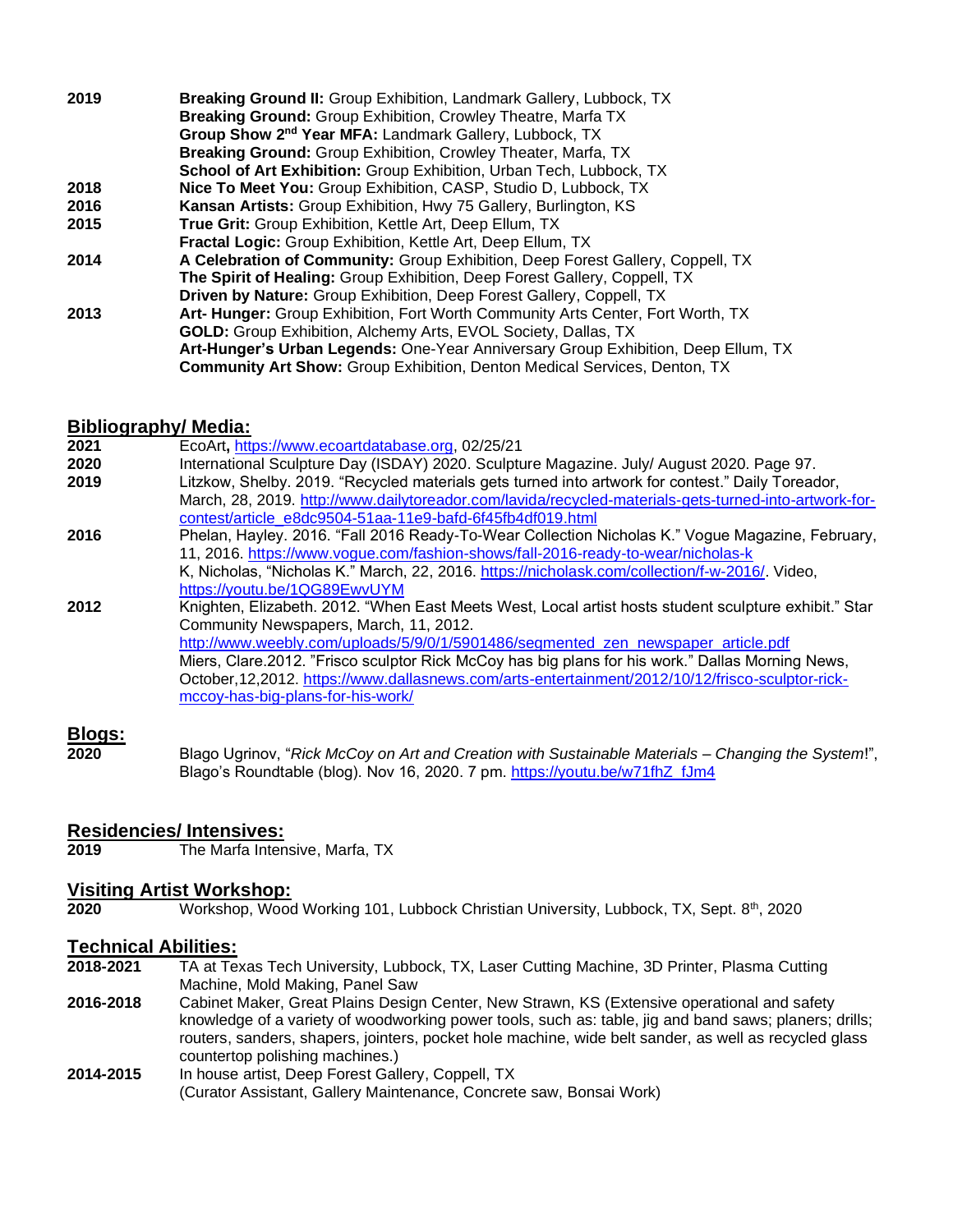| | |
|---|---|
| **2019** | **Breaking Ground II:** Group Exhibition, Landmark Gallery, Lubbock, TX |
| | **Breaking Ground:** Group Exhibition, Crowley Theatre, Marfa TX |
| | **Group Show 2nd Year MFA:** Landmark Gallery, Lubbock, TX |
| | **Breaking Ground:** Group Exhibition, Crowley Theater, Marfa, TX |
| | **School of Art Exhibition:** Group Exhibition, Urban Tech, Lubbock, TX |
| **2018** | **Nice To Meet You:** Group Exhibition, CASP, Studio D, Lubbock, TX |
| **2016** | **Kansan Artists:** Group Exhibition, Hwy 75 Gallery, Burlington, KS |
| **2015** | **True Grit:** Group Exhibition, Kettle Art, Deep Ellum, TX |
| | **Fractal Logic:** Group Exhibition, Kettle Art, Deep Ellum, TX |
| **2014** | **A Celebration of Community:** Group Exhibition, Deep Forest Gallery, Coppell, TX |
| | **The Spirit of Healing:** Group Exhibition, Deep Forest Gallery, Coppell, TX |
| | **Driven by Nature:** Group Exhibition, Deep Forest Gallery, Coppell, TX |
| **2013** | **Art- Hunger:** Group Exhibition, Fort Worth Community Arts Center, Fort Worth, TX |
| | **GOLD:** Group Exhibition, Alchemy Arts, EVOL Society, Dallas, TX |
| | **Art-Hunger's Urban Legends:** One-Year Anniversary Group Exhibition, Deep Ellum, TX |
| | **Community Art Show:** Group Exhibition, Denton Medical Services, Denton, TX |

## Bibliography/ Media:

**2021** EcoArt, https://www.ecoartdatabase.org, 02/25/21

**2020** International Sculpture Day (ISDAY) 2020. Sculpture Magazine. July/ August 2020. Page 97.

**2019** Litzkow, Shelby. 2019. "Recycled materials gets turned into artwork for contest." Daily Toreador, March, 28, 2019. http://www.dailytoreador.com/lavida/recycled-materials-gets-turned-into-artwork-for-contest/article_e8dc9504-51aa-11e9-bafd-6f45fb4df019.html

**2016** Phelan, Hayley. 2016. "Fall 2016 Ready-To-Wear Collection Nicholas K." Vogue Magazine, February, 11, 2016. https://www.vogue.com/fashion-shows/fall-2016-ready-to-wear/nicholas-k

K, Nicholas, "Nicholas K." March, 22, 2016. https://nicholask.com/collection/f-w-2016/. Video, https://youtu.be/1QG89EwvUYM

**2012** Knighten, Elizabeth. 2012. "When East Meets West, Local artist hosts student sculpture exhibit." Star Community Newspapers, March, 11, 2012. http://www.weebly.com/uploads/5/9/0/1/5901486/segmented_zen_newspaper_article.pdf

Miers, Clare.2012. "Frisco sculptor Rick McCoy has big plans for his work." Dallas Morning News, October,12,2012. https://www.dallasnews.com/arts-entertainment/2012/10/12/frisco-sculptor-rick-mccoy-has-big-plans-for-his-work/

## Blogs:

**2020** Blago Ugrinov, "*Rick McCoy on Art and Creation with Sustainable Materials – Changing the System*!", Blago's Roundtable (blog). Nov 16, 2020. 7 pm. https://youtu.be/w71fhZ_fJm4

## Residencies/ Intensives:

**2019** The Marfa Intensive, Marfa, TX

## Visiting Artist Workshop:

**2020** Workshop, Wood Working 101, Lubbock Christian University, Lubbock, TX, Sept. 8th, 2020

## Technical Abilities:

**2018-2021** TA at Texas Tech University, Lubbock, TX, Laser Cutting Machine, 3D Printer, Plasma Cutting Machine, Mold Making, Panel Saw

**2016-2018** Cabinet Maker, Great Plains Design Center, New Strawn, KS (Extensive operational and safety knowledge of a variety of woodworking power tools, such as: table, jig and band saws; planers; drills; routers, sanders, shapers, jointers, pocket hole machine, wide belt sander, as well as recycled glass countertop polishing machines.)

**2014-2015** In house artist, Deep Forest Gallery, Coppell, TX
(Curator Assistant, Gallery Maintenance, Concrete saw, Bonsai Work)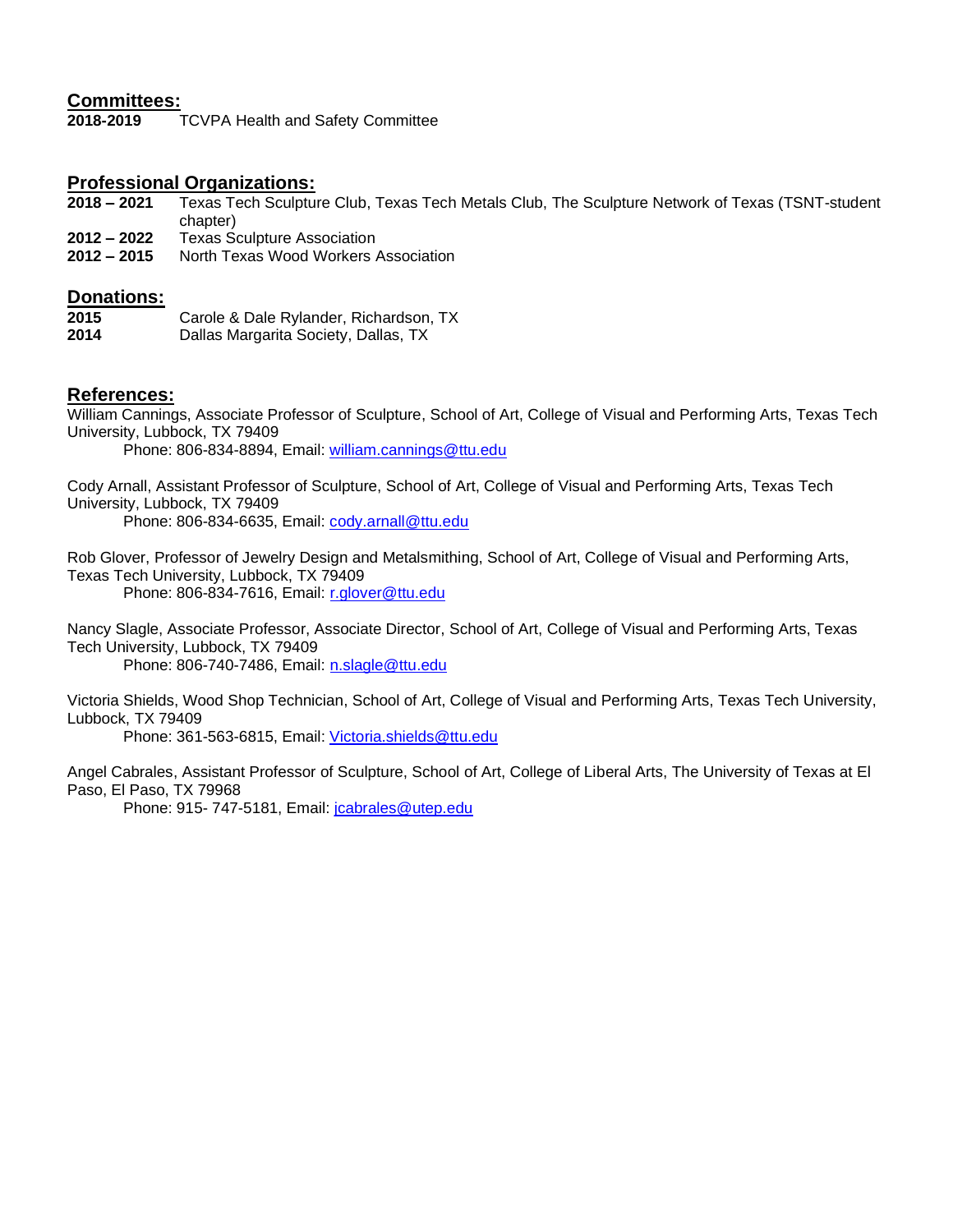## Committees:

**2018-2019** TCVPA Health and Safety Committee

## Professional Organizations:

**2018 – 2021** Texas Tech Sculpture Club, Texas Tech Metals Club, The Sculpture Network of Texas (TSNT-student chapter)
**2012 – 2022** Texas Sculpture Association
**2012 – 2015** North Texas Wood Workers Association

## Donations:

**2015** Carole & Dale Rylander, Richardson, TX
**2014** Dallas Margarita Society, Dallas, TX

## References:

William Cannings, Associate Professor of Sculpture, School of Art, College of Visual and Performing Arts, Texas Tech University, Lubbock, TX 79409
Phone: 806-834-8894, Email: william.cannings@ttu.edu

Cody Arnall, Assistant Professor of Sculpture, School of Art, College of Visual and Performing Arts, Texas Tech University, Lubbock, TX 79409
Phone: 806-834-6635, Email: cody.arnall@ttu.edu

Rob Glover, Professor of Jewelry Design and Metalsmithing, School of Art, College of Visual and Performing Arts, Texas Tech University, Lubbock, TX 79409
Phone: 806-834-7616, Email: r.glover@ttu.edu

Nancy Slagle, Associate Professor, Associate Director, School of Art, College of Visual and Performing Arts, Texas Tech University, Lubbock, TX 79409
Phone: 806-740-7486, Email: n.slagle@ttu.edu

Victoria Shields, Wood Shop Technician, School of Art, College of Visual and Performing Arts, Texas Tech University, Lubbock, TX 79409
Phone: 361-563-6815, Email: Victoria.shields@ttu.edu

Angel Cabrales, Assistant Professor of Sculpture, School of Art, College of Liberal Arts, The University of Texas at El Paso, El Paso, TX 79968
Phone: 915- 747-5181, Email: jcabrales@utep.edu